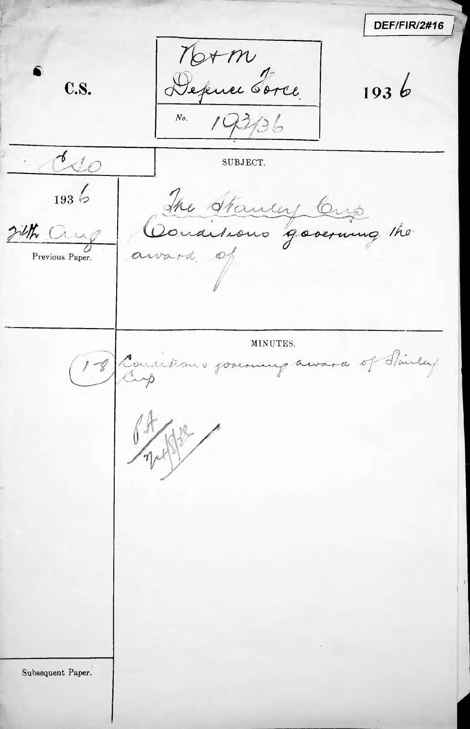DEF/FIR/2#16

C.S.

N&M
Defence Force.

No. 193/36

1936

CSO

SUBJECT.

1936

24th Aug

Previous Paper.

The Stanley Cup
Conditions governing the award of

MINUTES.

(1-8) Conditions governing award of Stanley Cup

CA
7/4/38

Subsequent Paper.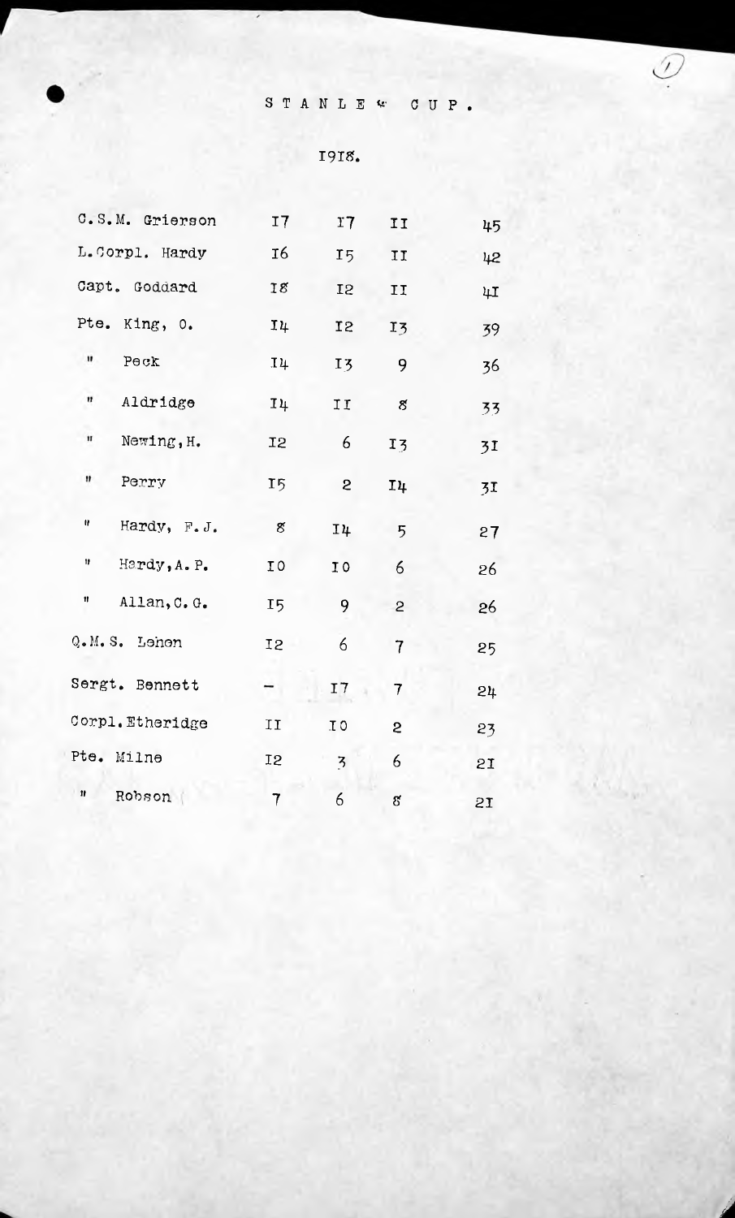# STANLEY CUP.

## 1918.

| Name | | | | Total |
|---|---|---|---|---|
| C.S.M. Grierson | 17 | 17 | 11 | 45 |
| L.Corpl. Hardy | 16 | 15 | 11 | 42 |
| Capt. Goddard | 18 | 12 | 11 | 41 |
| Pte. King, O. | 14 | 12 | 13 | 39 |
| " Peck | 14 | 13 | 9 | 36 |
| " Aldridge | 14 | 11 | 8 | 33 |
| " Newing, H. | 12 | 6 | 13 | 31 |
| " Perry | 15 | 2 | 14 | 31 |
| " Hardy, F. J. | 8 | 14 | 5 | 27 |
| " Hardy, A. P. | 10 | 10 | 6 | 26 |
| " Allan, C. G. | 15 | 9 | 2 | 26 |
| Q.M.S. Lemon | 12 | 6 | 7 | 25 |
| Sergt. Bennett | – | 17 | 7 | 24 |
| Corpl. Etheridge | 11 | 10 | 2 | 23 |
| Pte. Milne | 12 | 3 | 6 | 21 |
| " Robson | 7 | 6 | 8 | 21 |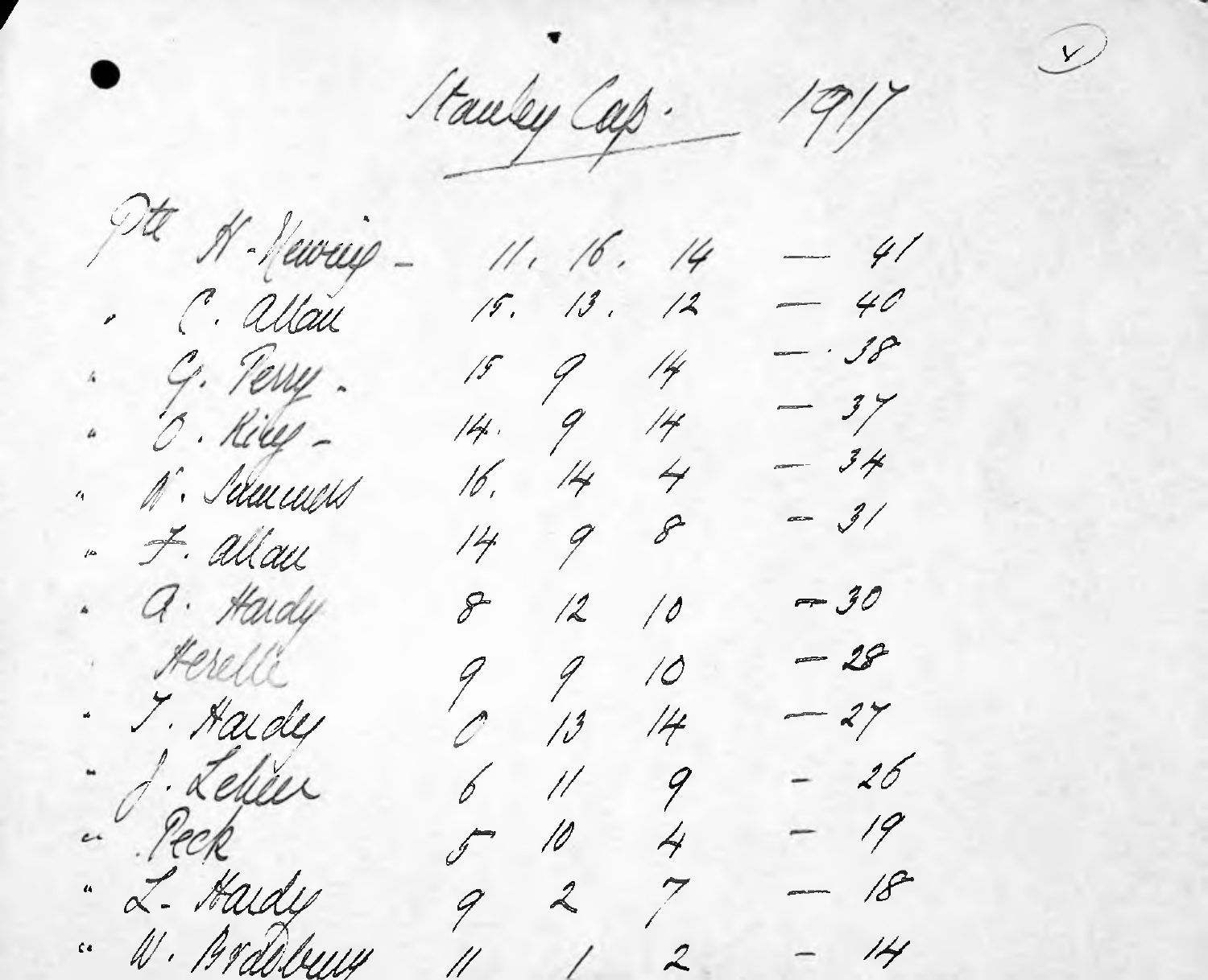# Stanley Cup. 1917

| | | | | | |
|---|---|---|---|---|---|
| Pte | H. Hewing | 11. | 16. | 14 | — 41 |
| " | C. Allan | 15. | 13. | 12 | — 40 |
| " | G. Perry | 15 | 9 | 14 | — 38 |
| " | O. Riley | 14. | 9 | 14 | — 37 |
| " | W. Summers | 16. | 14 | 4 | — 34 |
| " | F. Allan | 14 | 9 | 8 | — 31 |
| " | A. Hardy | 8 | 12 | 10 | — 30 |
| | Herelle | 9 | 9 | 10 | — 28 |
| " | T. Hardy | 0 | 13 | 14 | — 27 |
| " | J. Lehéer | 6 | 11 | 9 | — 26 |
| " | Peck | 5 | 10 | 4 | — 19 |
| " | L. Hardy | 9 | 2 | 7 | — 18 |
| " | W. Bradbury | 11 | 1 | 2 | — 14 |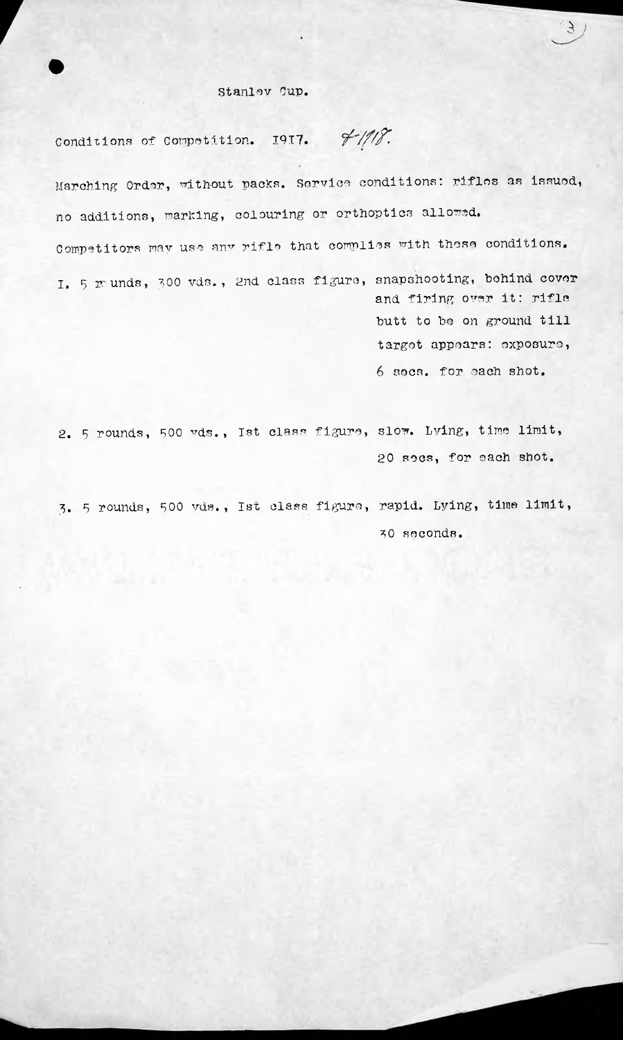# Stanley Cup.

Conditions of Competition. 1917. *& 1918.*

Marching Order, without packs. Service conditions: rifles as issued, no additions, marking, colouring or orthoptics allowed.

Competitors may use any rifle that complies with these conditions.

1. 5 rounds, 300 yds., 2nd class figure, snapshooting, behind cover and firing over it: rifle butt to be on ground till target appears: exposure, 6 secs. for each shot.

2. 5 rounds, 500 yds., 1st class figure, slow. Lying, time limit, 20 secs, for each shot.

3. 5 rounds, 500 yds., 1st class figure, rapid. Lying, time limit, 30 seconds.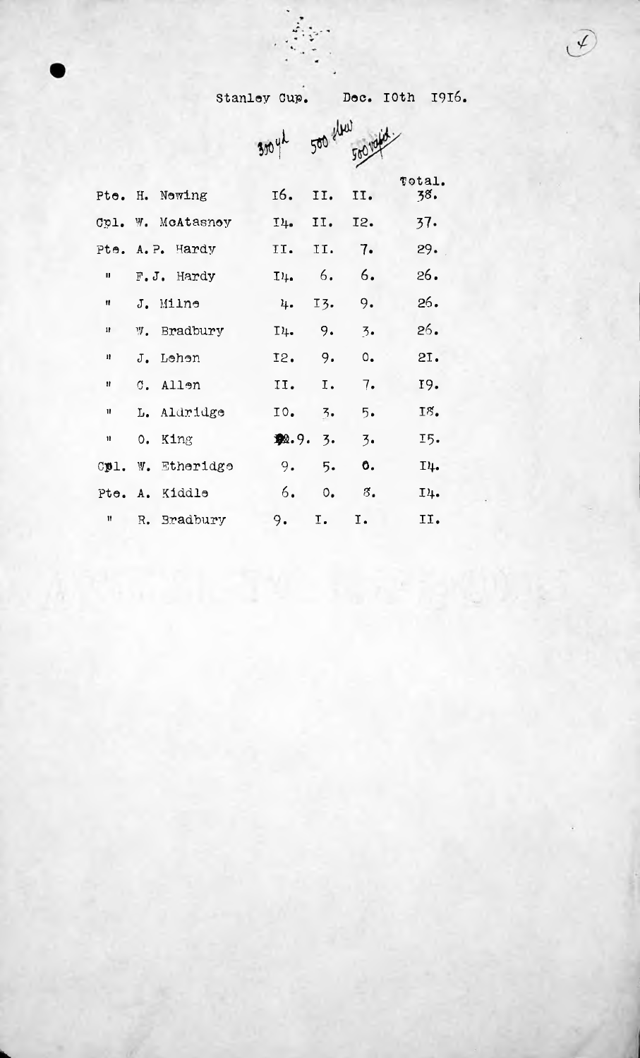Stanley Cup. Dec. 10th 1916.

| | 300 yd | 500 slow | 500 rapid | Total. |
|---|---|---|---|---|
| Pte. H. Newing | 16. | 11. | 11. | 38. |
| Cpl. W. McAtasney | 14. | 11. | 12. | 37. |
| Pte. A.P. Hardy | 11. | 11. | 7. | 29. |
| " F.J. Hardy | 14. | 6. | 6. | 26. |
| " J. Milne | 4. | 13. | 9. | 26. |
| " W. Bradbury | 14. | 9. | 3. | 26. |
| " J. Lehen | 12. | 9. | 0. | 21. |
| " C. Allen | 11. | 1. | 7. | 19. |
| " L. Aldridge | 10. | 3. | 5. | 18. |
| " O. King | 9. | 3. | 3. | 15. |
| Cpl. W. Etheridge | 9. | 5. | 0. | 14. |
| Pte. A. Kiddle | 6. | 0. | 8. | 14. |
| " R. Bradbury | 9. | 1. | 1. | 11. |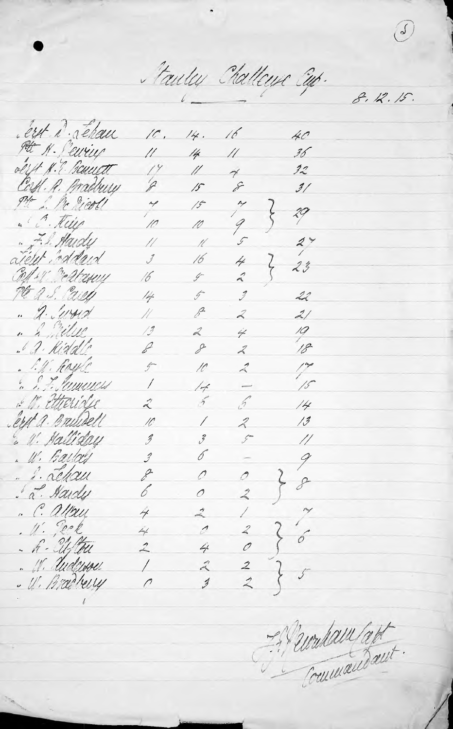# Stanley Challenge Cup.

8. 12. 15.

| Name | | | | Total |
|---|---|---|---|---|
| Sergt. D. Lehan | 10. | 14. | 16 | 40 |
| Pte H. Sewing | 11 | 14 | 11 | 36 |
| Sergt. H. J. Bassett | 17 | 11 | 4 | 32 |
| Corpl. R. Bradbury | 8 | 15 | 8 | 31 |
| Pte L. McNicoll | 7 | 15 | 7 | } 29 |
| " C. King | 10 | 10 | 9 | } |
| " F. J. Hardy | 11 | 11 | 5 | 27 |
| Lieut. Goddard | 3 | 16 | 4 | } 23 |
| Corpl. W. McHarry | 16 | 5 | 2 | } |
| Pte A. S. Carey | 14 | 5 | 3 | 22 |
| " A. Wood | 11 | 8 | 2 | 21 |
| " J. Milne | 13 | 2 | 4 | 19 |
| " A. Riddle | 8 | 8 | 2 | 18 |
| " C. W. Hoyle | 5 | 10 | 2 | 17 |
| " E. J. Simmons | 1 | 14 | — | 15 |
| " W. Etheridge | 2 | 6 | 6 | 14 |
| Sergt. A. Brundell | 10 | 1 | 2 | 13 |
| " W. Halliday | 3 | 3 | 5 | 11 |
| " W. Baillie | 3 | 6 | — | 9 |
| " J. Lehan | 8 | 0 | 0 | } 8 |
| " L. Hardy | 6 | 0 | 2 | } |
| " C. Albury | 4 | 2 | 1 | 7 |
| " W. Peck | 4 | 0 | 2 | } 6 |
| " R. Clifton | 2 | 4 | 0 | } |
| " W. Anderson | 1 | 2 | 2 | } 5 |
| " W. Bradbury | 0 | 3 | 2 | } |

F. J. Needham Capt
Commandant.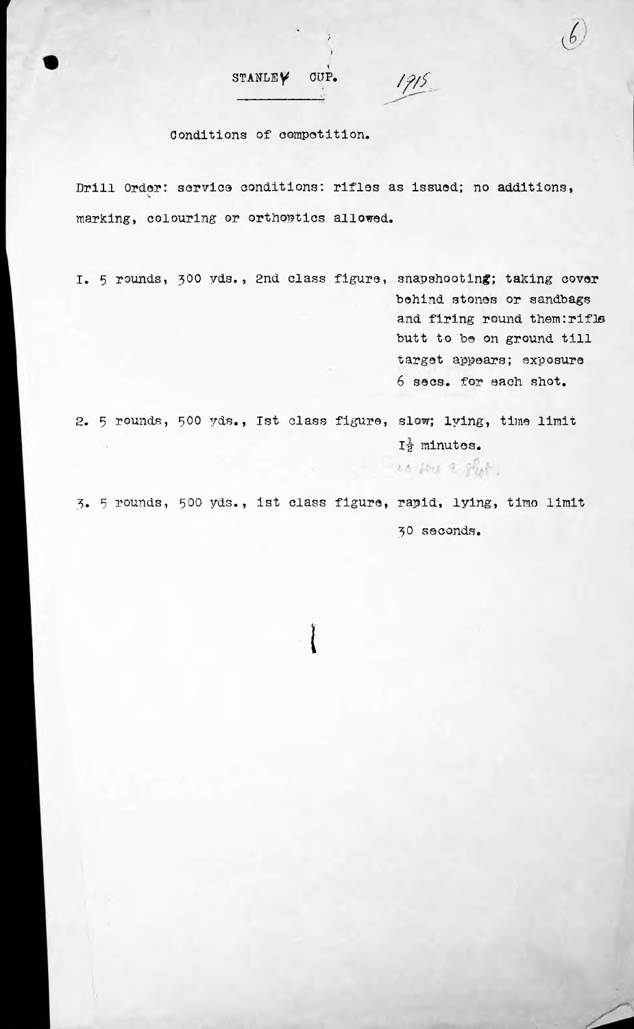# STANLEY CUP. 1915

Conditions of competition.

Drill Order: service conditions: rifles as issued; no additions, marking, colouring or orthoptics allowed.

I. 5 rounds, 300 yds., 2nd class figure, snapshooting; taking cover behind stones or sandbags and firing round them: rifle butt to be on ground till target appears; exposure 6 secs. for each shot.

2. 5 rounds, 500 yds., Ist class figure, slow; lying, time limit $1\frac{1}{2}$ minutes.

3. 5 rounds, 500 yds., ist class figure, rapid, lying, time limit 30 seconds.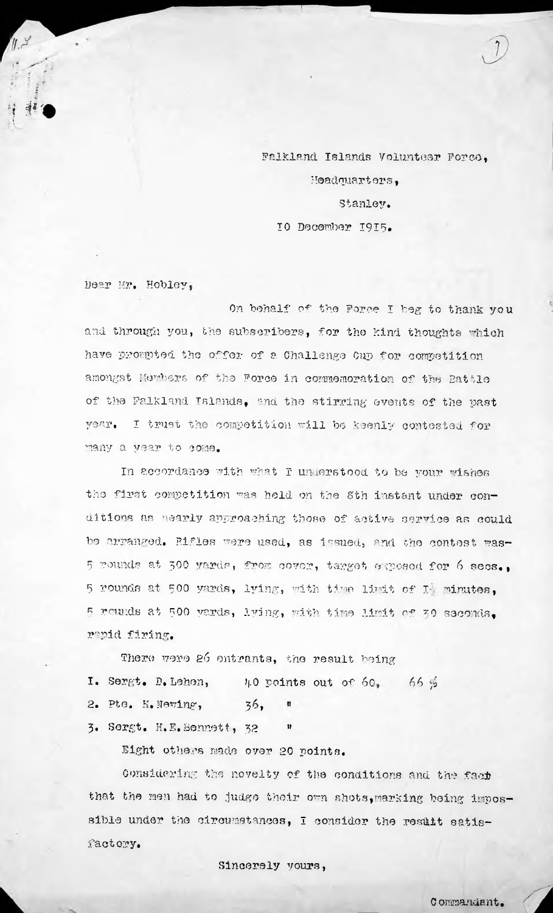Falkland Islands Volunteer Force,
Headquarters,
Stanley.
10 December 1915.

Dear Mr. Hobley,

On behalf of the Force I beg to thank you and through you, the subscribers, for the kind thoughts which have prompted the offer of a Challenge Cup for competition amongst Members of the Force in commemoration of the Battle of the Falkland Islands, and the stirring events of the past year. I trust the competition will be keenly contested for many a year to come.

In accordance with what I understood to be your wishes the first competition was held on the 8th instant under conditions as nearly approaching those of active service as could be arranged. Rifles were used, as issued, and the contest was- 5 rounds at 300 yards, from cover, target exposed for 6 secs., 5 rounds at 500 yards, lying, with time limit of 1½ minutes, 5 rounds at 500 yards, lying, with time limit of 30 seconds, rapid firing.

There were 26 entrants, the result being

1. Sergt. D. Lehen, 40 points out of 60, 66 %
2. Pte. H. Newing, 36, "
3. Sergt. H.E. Bennett, 32 "

Eight others made over 20 points.

Considering the novelty of the conditions and the fact that the men had to judge their own shots, marking being impossible under the circumstances, I consider the result satisfactory.

Sincerely yours,

Commandant.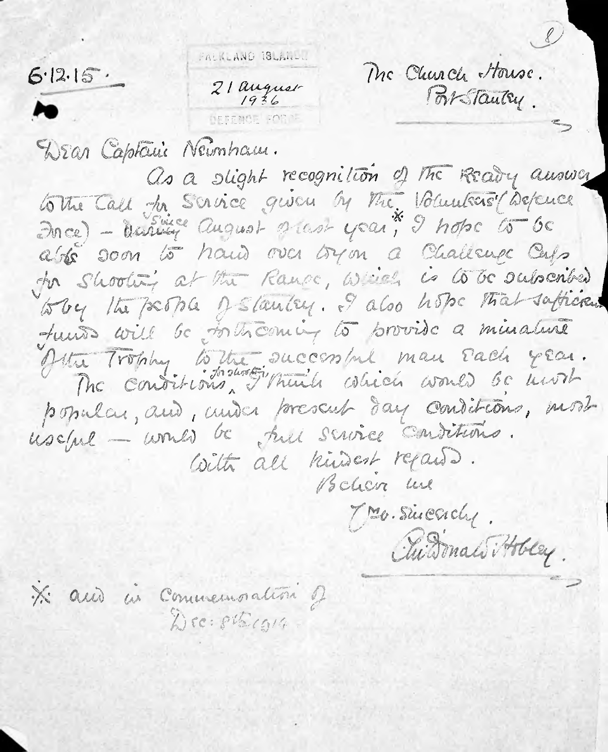6.12.15.

FALKLAND ISLANDS
21 August 1936
DEFENCE FORCE

(8)

The Church House.
Port Stanley.

Dear Captain Newnham.

As a slight recognition of the Ready answer to the Call for Service given by the Volunteers (Defence Force) – ~~during~~ since August of last year,* I hope to be able soon to hand over to you a Challenge Cup for Shooting at the Range, which is to be subscribed to by the people of Stanley. I also hope that sufficient funds will be forthcoming to provide a miniature of the Trophy to the successful man each year. The conditions (for shooting) I think which would be most popular, and, under present day conditions, most useful – would be full service conditions.

With all kindest regards.

Believe me

Yrs. sincerely.

Lindonald Hobley.

*: and in Commemoration of Dec: 8th 1914.